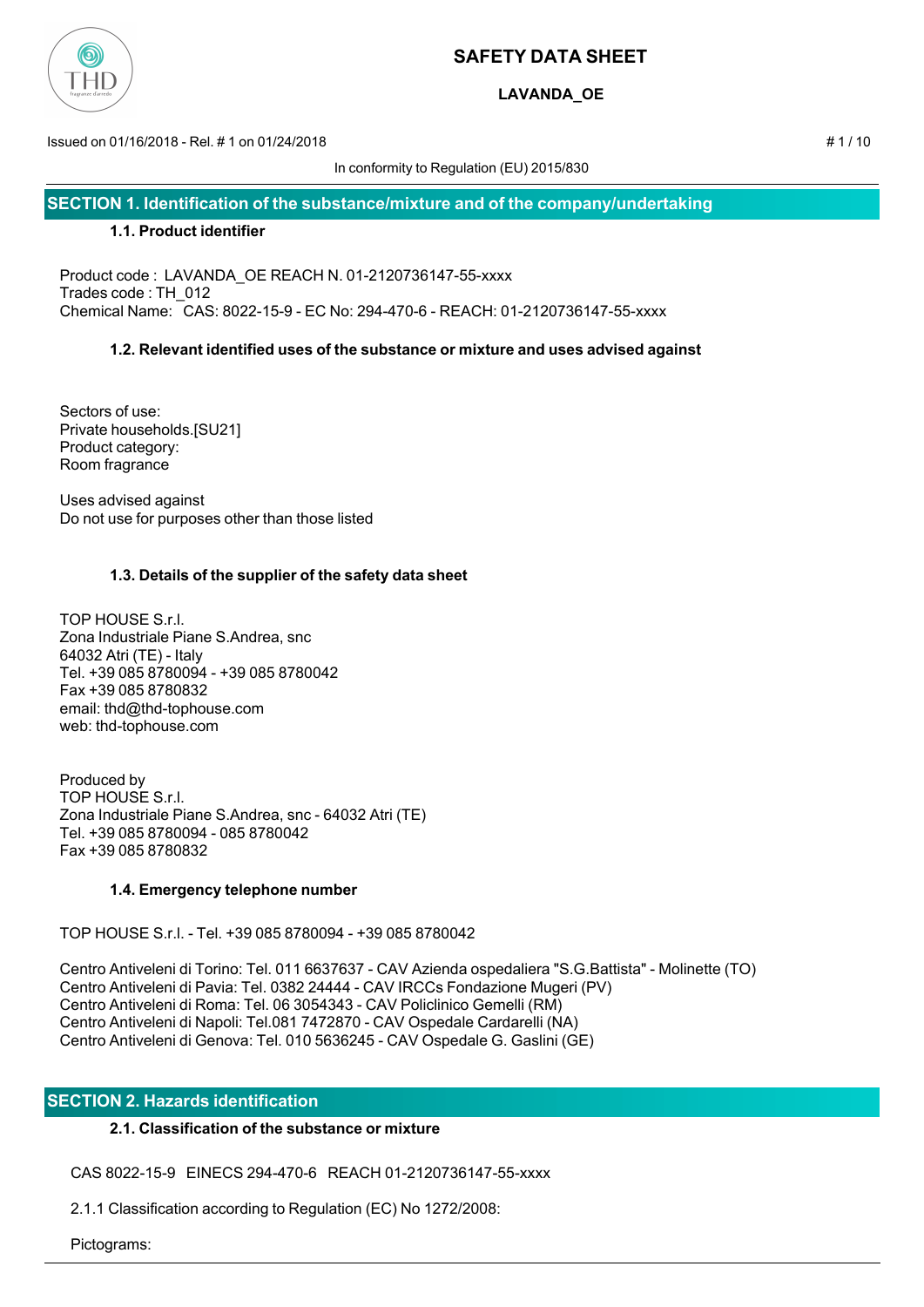# SAFETY DATA SHEET

## LAVANDA_OE

Issued on 01/16/2018 - Rel. # 1 on 01/24/2018

In conformity to Regulation (EU) 2015/830

## SECTION 1. Identification of the substance/mixture and of the company/undertaking

### 1.1. Product identifier

Product code : LAVANDA_OE REACH N. 01-2120736147-55-xxxx
Trades code : TH_012
Chemical Name: CAS: 8022-15-9 - EC No: 294-470-6 - REACH: 01-2120736147-55-xxxx

### 1.2. Relevant identified uses of the substance or mixture and uses advised against

Sectors of use:
Private households.[SU21]
Product category:
Room fragrance

Uses advised against
Do not use for purposes other than those listed

### 1.3. Details of the supplier of the safety data sheet

TOP HOUSE S.r.l.
Zona Industriale Piane S.Andrea, snc
64032 Atri (TE) - Italy
Tel. +39 085 8780094 - +39 085 8780042
Fax +39 085 8780832
email: thd@thd-tophouse.com
web: thd-tophouse.com

Produced by
TOP HOUSE S.r.l.
Zona Industriale Piane S.Andrea, snc - 64032 Atri (TE)
Tel. +39 085 8780094 - 085 8780042
Fax +39 085 8780832

### 1.4. Emergency telephone number

TOP HOUSE S.r.l. - Tel. +39 085 8780094 - +39 085 8780042

Centro Antiveleni di Torino: Tel. 011 6637637 - CAV Azienda ospedaliera "S.G.Battista" - Molinette (TO)
Centro Antiveleni di Pavia: Tel. 0382 24444 - CAV IRCCs Fondazione Mugeri (PV)
Centro Antiveleni di Roma: Tel. 06 3054343 - CAV Policlinico Gemelli (RM)
Centro Antiveleni di Napoli: Tel.081 7472870 - CAV Ospedale Cardarelli (NA)
Centro Antiveleni di Genova: Tel. 010 5636245 - CAV Ospedale G. Gaslini (GE)

## SECTION 2. Hazards identification

### 2.1. Classification of the substance or mixture

CAS 8022-15-9 EINECS 294-470-6 REACH 01-2120736147-55-xxxx

2.1.1 Classification according to Regulation (EC) No 1272/2008:

Pictograms: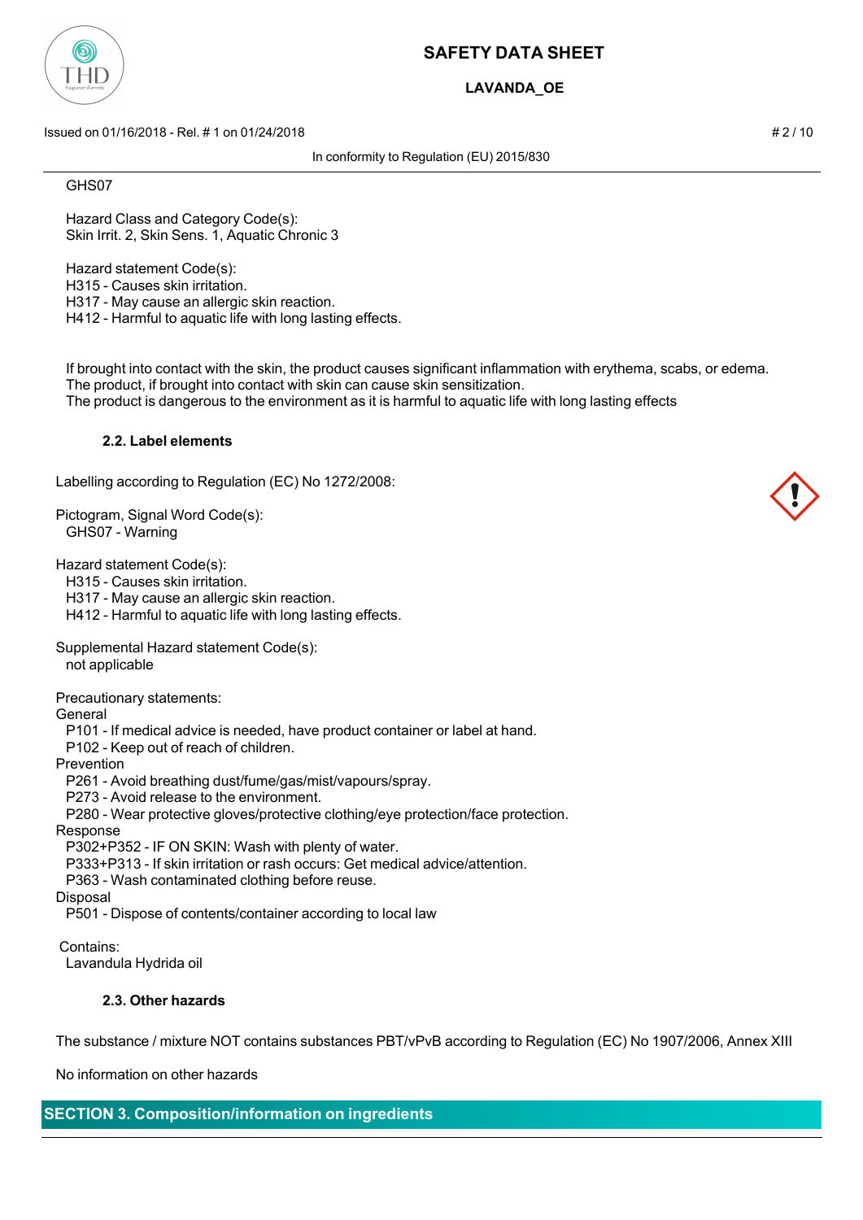GHS07

Hazard Class and Category Code(s):
Skin Irrit. 2, Skin Sens. 1, Aquatic Chronic 3

Hazard statement Code(s):
H315 - Causes skin irritation.
H317 - May cause an allergic skin reaction.
H412 - Harmful to aquatic life with long lasting effects.

If brought into contact with the skin, the product causes significant inflammation with erythema, scabs, or edema.
The product, if brought into contact with skin can cause skin sensitization.
The product is dangerous to the environment as it is harmful to aquatic life with long lasting effects

### 2.2. Label elements

Labelling according to Regulation (EC) No 1272/2008:

Pictogram, Signal Word Code(s):
GHS07 - Warning

Hazard statement Code(s):
H315 - Causes skin irritation.
H317 - May cause an allergic skin reaction.
H412 - Harmful to aquatic life with long lasting effects.

Supplemental Hazard statement Code(s):
not applicable

Precautionary statements:
General
P101 - If medical advice is needed, have product container or label at hand.
P102 - Keep out of reach of children.
Prevention
P261 - Avoid breathing dust/fume/gas/mist/vapours/spray.
P273 - Avoid release to the environment.
P280 - Wear protective gloves/protective clothing/eye protection/face protection.
Response
P302+P352 - IF ON SKIN: Wash with plenty of water.
P333+P313 - If skin irritation or rash occurs: Get medical advice/attention.
P363 - Wash contaminated clothing before reuse.
Disposal
P501 - Dispose of contents/container according to local law

Contains:
Lavandula Hydrida oil

### 2.3. Other hazards

The substance / mixture NOT contains substances PBT/vPvB according to Regulation (EC) No 1907/2006, Annex XIII

No information on other hazards

## SECTION 3. Composition/information on ingredients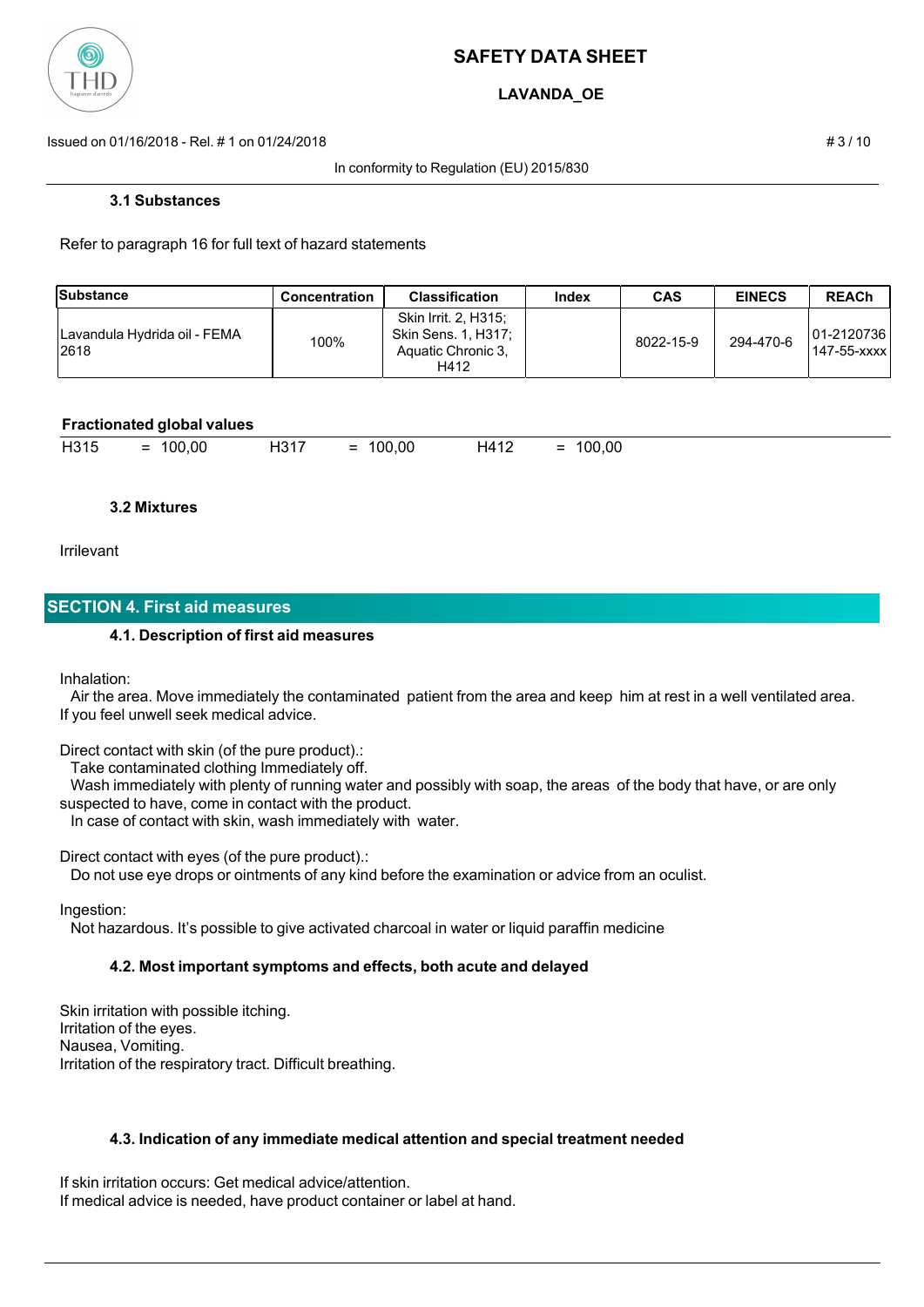### 3.1 Substances

Refer to paragraph 16 for full text of hazard statements

| Substance | Concentration | Classification | Index | CAS | EINECS | REACh |
|---|---|---|---|---|---|---|
| Lavandula Hydrida oil - FEMA 2618 | 100% | Skin Irrit. 2, H315; Skin Sens. 1, H317; Aquatic Chronic 3, H412 | | 8022-15-9 | 294-470-6 | 01-2120736 147-55-xxxx |

**Fractionated global values**

| | | | | | |
|---|---|---|---|---|---|
| H315 | = 100,00 | H317 | = 100,00 | H412 | = 100,00 |

### 3.2 Mixtures

Irrilevant

## SECTION 4. First aid measures

### 4.1. Description of first aid measures

Inhalation:

Air the area. Move immediately the contaminated patient from the area and keep him at rest in a well ventilated area. If you feel unwell seek medical advice.

Direct contact with skin (of the pure product).:

Take contaminated clothing Immediately off.

Wash immediately with plenty of running water and possibly with soap, the areas of the body that have, or are only suspected to have, come in contact with the product.

In case of contact with skin, wash immediately with water.

Direct contact with eyes (of the pure product).:

Do not use eye drops or ointments of any kind before the examination or advice from an oculist.

Ingestion:

Not hazardous. It's possible to give activated charcoal in water or liquid paraffin medicine

### 4.2. Most important symptoms and effects, both acute and delayed

Skin irritation with possible itching.
Irritation of the eyes.
Nausea, Vomiting.
Irritation of the respiratory tract. Difficult breathing.

### 4.3. Indication of any immediate medical attention and special treatment needed

If skin irritation occurs: Get medical advice/attention.
If medical advice is needed, have product container or label at hand.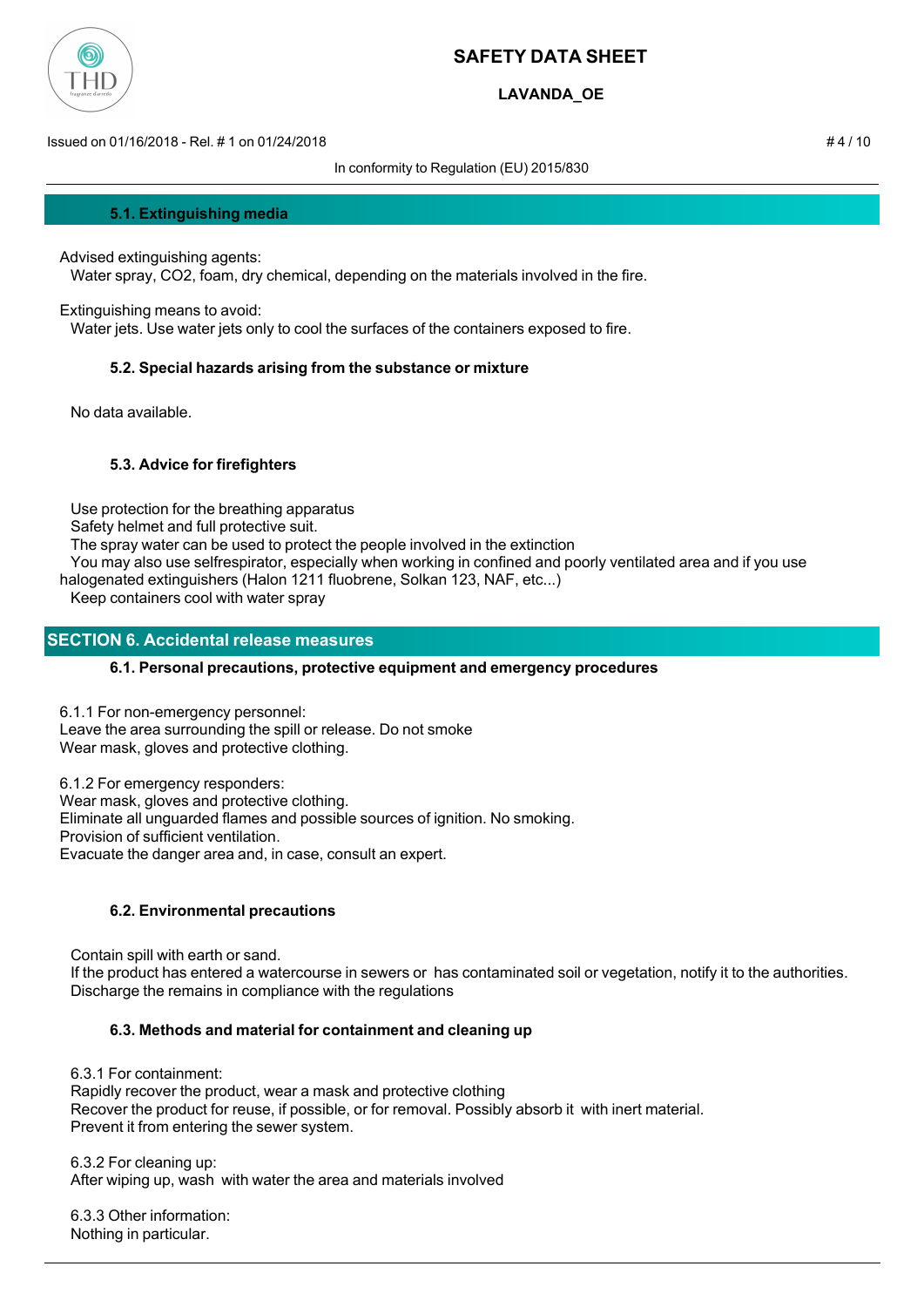### 5.1. Extinguishing media

Advised extinguishing agents:
Water spray, $CO_2$, foam, dry chemical, depending on the materials involved in the fire.

Extinguishing means to avoid:
Water jets. Use water jets only to cool the surfaces of the containers exposed to fire.

### 5.2. Special hazards arising from the substance or mixture

No data available.

### 5.3. Advice for firefighters

Use protection for the breathing apparatus
Safety helmet and full protective suit.
The spray water can be used to protect the people involved in the extinction
You may also use selfrespirator, especially when working in confined and poorly ventilated area and if you use halogenated extinguishers (Halon 1211 fluobrene, Solkan 123, NAF, etc...)
Keep containers cool with water spray

## SECTION 6. Accidental release measures

### 6.1. Personal precautions, protective equipment and emergency procedures

6.1.1 For non-emergency personnel:
Leave the area surrounding the spill or release. Do not smoke
Wear mask, gloves and protective clothing.

6.1.2 For emergency responders:
Wear mask, gloves and protective clothing.
Eliminate all unguarded flames and possible sources of ignition. No smoking.
Provision of sufficient ventilation.
Evacuate the danger area and, in case, consult an expert.

### 6.2. Environmental precautions

Contain spill with earth or sand.
If the product has entered a watercourse in sewers or has contaminated soil or vegetation, notify it to the authorities.
Discharge the remains in compliance with the regulations

### 6.3. Methods and material for containment and cleaning up

6.3.1 For containment:
Rapidly recover the product, wear a mask and protective clothing
Recover the product for reuse, if possible, or for removal. Possibly absorb it with inert material.
Prevent it from entering the sewer system.

6.3.2 For cleaning up:
After wiping up, wash with water the area and materials involved

6.3.3 Other information:
Nothing in particular.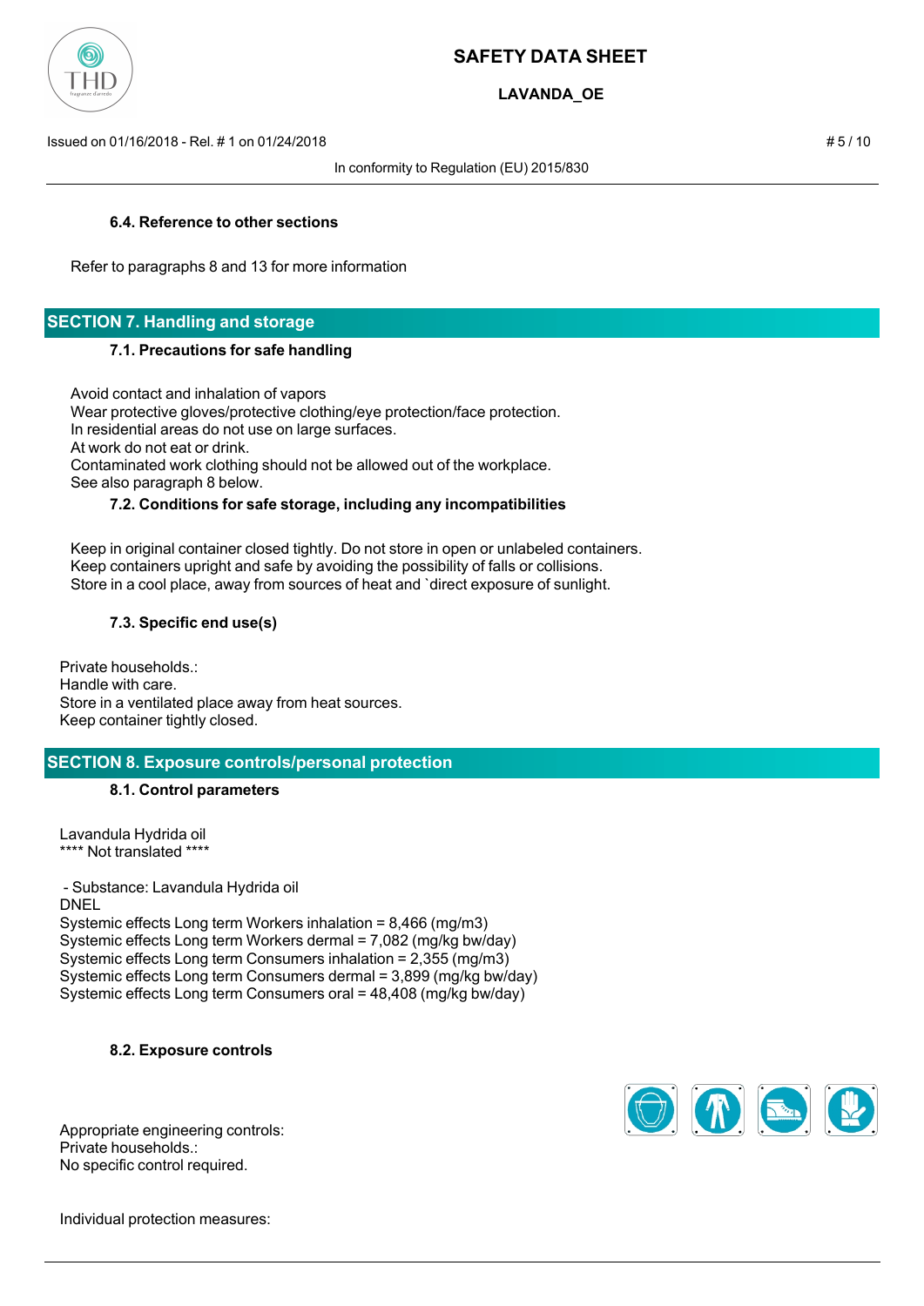#### 6.4. Reference to other sections

Refer to paragraphs 8 and 13 for more information

## SECTION 7. Handling and storage

#### 7.1. Precautions for safe handling

Avoid contact and inhalation of vapors
Wear protective gloves/protective clothing/eye protection/face protection.
In residential areas do not use on large surfaces.
At work do not eat or drink.
Contaminated work clothing should not be allowed out of the workplace.
See also paragraph 8 below.

#### 7.2. Conditions for safe storage, including any incompatibilities

Keep in original container closed tightly. Do not store in open or unlabeled containers.
Keep containers upright and safe by avoiding the possibility of falls or collisions.
Store in a cool place, away from sources of heat and `direct exposure of sunlight.

#### 7.3. Specific end use(s)

Private households.:
Handle with care.
Store in a ventilated place away from heat sources.
Keep container tightly closed.

## SECTION 8. Exposure controls/personal protection

#### 8.1. Control parameters

Lavandula Hydrida oil
**** Not translated ****

- Substance: Lavandula Hydrida oil

DNEL
Systemic effects Long term Workers inhalation = 8,466 (mg/m3)
Systemic effects Long term Workers dermal = 7,082 (mg/kg bw/day)
Systemic effects Long term Consumers inhalation = 2,355 (mg/m3)
Systemic effects Long term Consumers dermal = 3,899 (mg/kg bw/day)
Systemic effects Long term Consumers oral = 48,408 (mg/kg bw/day)

#### 8.2. Exposure controls

Appropriate engineering controls:
Private households.:
No specific control required.

Individual protection measures: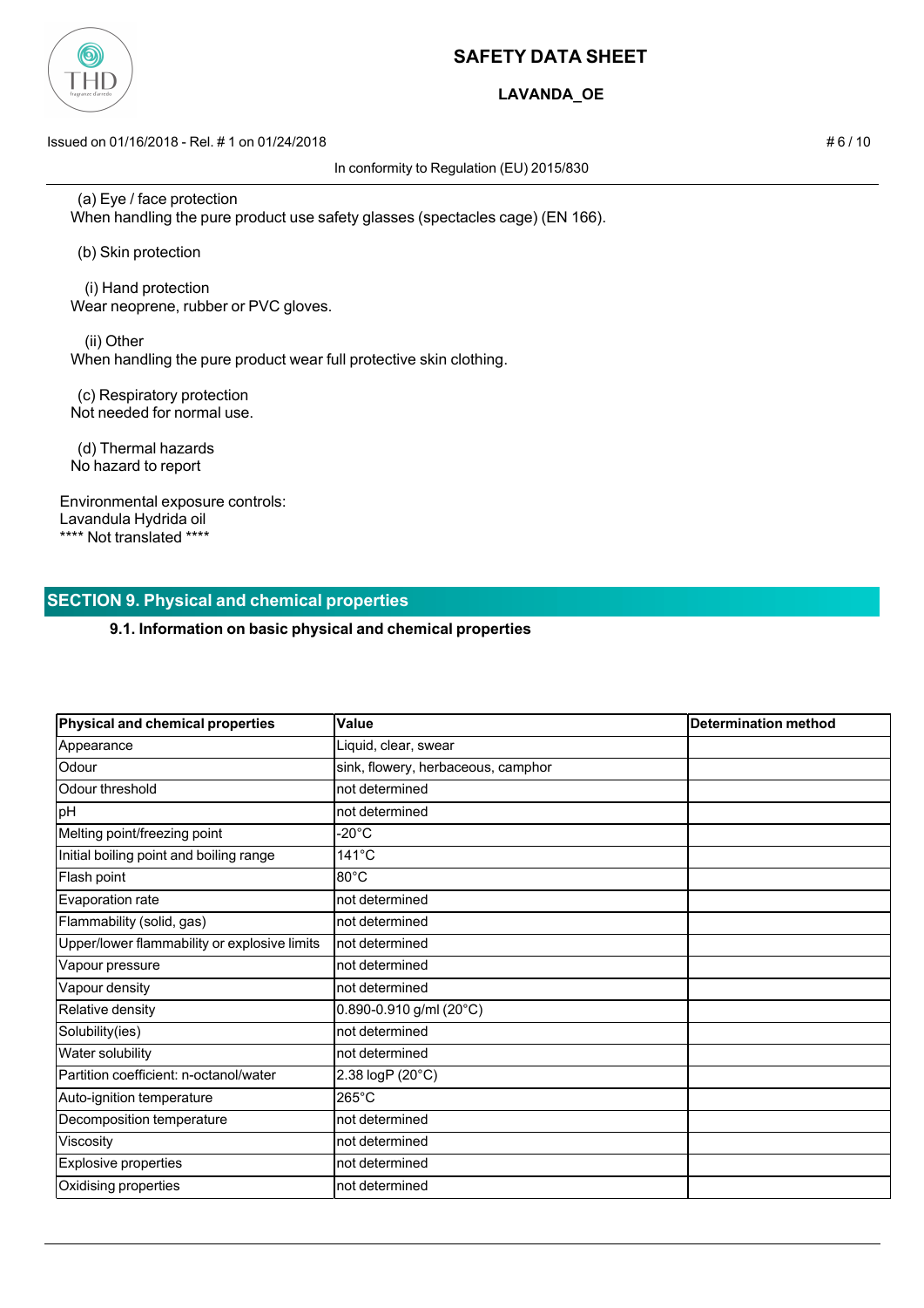(a) Eye / face protection
When handling the pure product use safety glasses (spectacles cage) (EN 166).

(b) Skin protection

(i) Hand protection
Wear neoprene, rubber or PVC gloves.

(ii) Other
When handling the pure product wear full protective skin clothing.

(c) Respiratory protection
Not needed for normal use.

(d) Thermal hazards
No hazard to report

Environmental exposure controls:
Lavandula Hydrida oil
**** Not translated ****

## SECTION 9. Physical and chemical properties

### 9.1. Information on basic physical and chemical properties

| Physical and chemical properties | Value | Determination method |
| --- | --- | --- |
| Appearance | Liquid, clear, swear | |
| Odour | sink, flowery, herbaceous, camphor | |
| Odour threshold | not determined | |
| pH | not determined | |
| Melting point/freezing point | -20°C | |
| Initial boiling point and boiling range | 141°C | |
| Flash point | 80°C | |
| Evaporation rate | not determined | |
| Flammability (solid, gas) | not determined | |
| Upper/lower flammability or explosive limits | not determined | |
| Vapour pressure | not determined | |
| Vapour density | not determined | |
| Relative density | 0.890-0.910 g/ml (20°C) | |
| Solubility(ies) | not determined | |
| Water solubility | not determined | |
| Partition coefficient: n-octanol/water | 2.38 logP (20°C) | |
| Auto-ignition temperature | 265°C | |
| Decomposition temperature | not determined | |
| Viscosity | not determined | |
| Explosive properties | not determined | |
| Oxidising properties | not determined | |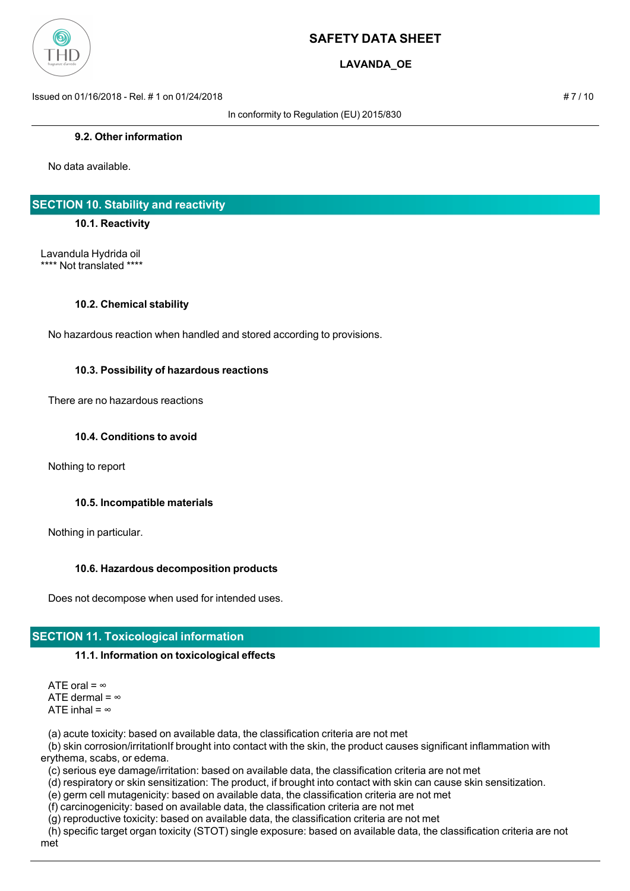### 9.2. Other information

No data available.

## SECTION 10. Stability and reactivity

### 10.1. Reactivity

Lavandula Hydrida oil
**** Not translated ****

### 10.2. Chemical stability

No hazardous reaction when handled and stored according to provisions.

### 10.3. Possibility of hazardous reactions

There are no hazardous reactions

### 10.4. Conditions to avoid

Nothing to report

### 10.5. Incompatible materials

Nothing in particular.

### 10.6. Hazardous decomposition products

Does not decompose when used for intended uses.

## SECTION 11. Toxicological information

### 11.1. Information on toxicological effects

ATE oral = ∞
ATE dermal = ∞
ATE inhal = ∞

(a) acute toxicity: based on available data, the classification criteria are not met
(b) skin corrosion/irritationIf brought into contact with the skin, the product causes significant inflammation with erythema, scabs, or edema.
(c) serious eye damage/irritation: based on available data, the classification criteria are not met
(d) respiratory or skin sensitization: The product, if brought into contact with skin can cause skin sensitization.
(e) germ cell mutagenicity: based on available data, the classification criteria are not met
(f) carcinogenicity: based on available data, the classification criteria are not met
(g) reproductive toxicity: based on available data, the classification criteria are not met
(h) specific target organ toxicity (STOT) single exposure: based on available data, the classification criteria are not met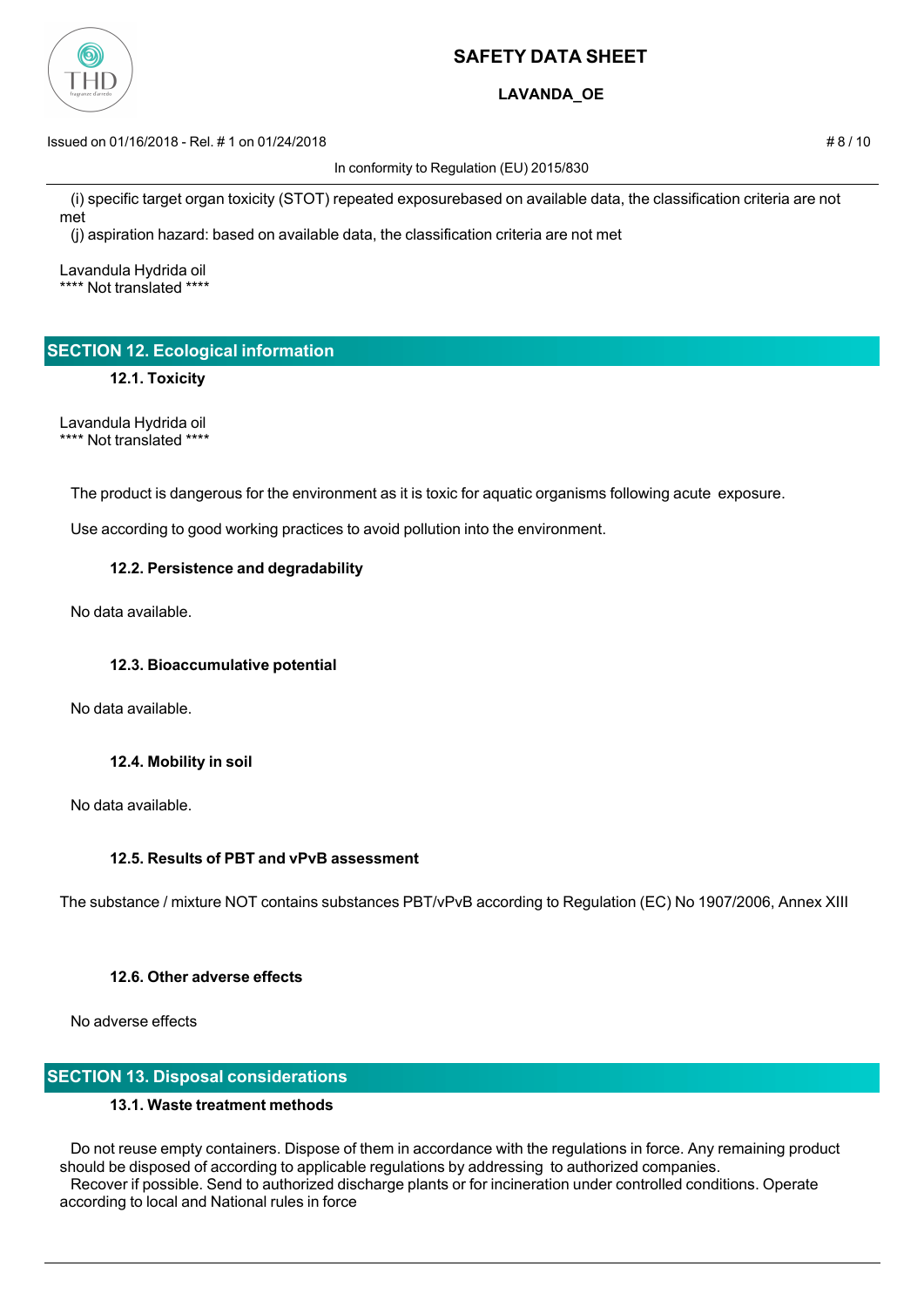(i) specific target organ toxicity (STOT) repeated exposurebased on available data, the classification criteria are not met
(j) aspiration hazard: based on available data, the classification criteria are not met

Lavandula Hydrida oil
**** Not translated ****

## SECTION 12. Ecological information

### 12.1. Toxicity

Lavandula Hydrida oil
**** Not translated ****

The product is dangerous for the environment as it is toxic for aquatic organisms following acute exposure.

Use according to good working practices to avoid pollution into the environment.

### 12.2. Persistence and degradability

No data available.

### 12.3. Bioaccumulative potential

No data available.

### 12.4. Mobility in soil

No data available.

### 12.5. Results of PBT and vPvB assessment

The substance / mixture NOT contains substances PBT/vPvB according to Regulation (EC) No 1907/2006, Annex XIII

### 12.6. Other adverse effects

No adverse effects

## SECTION 13. Disposal considerations

### 13.1. Waste treatment methods

Do not reuse empty containers. Dispose of them in accordance with the regulations in force. Any remaining product should be disposed of according to applicable regulations by addressing to authorized companies.
Recover if possible. Send to authorized discharge plants or for incineration under controlled conditions. Operate according to local and National rules in force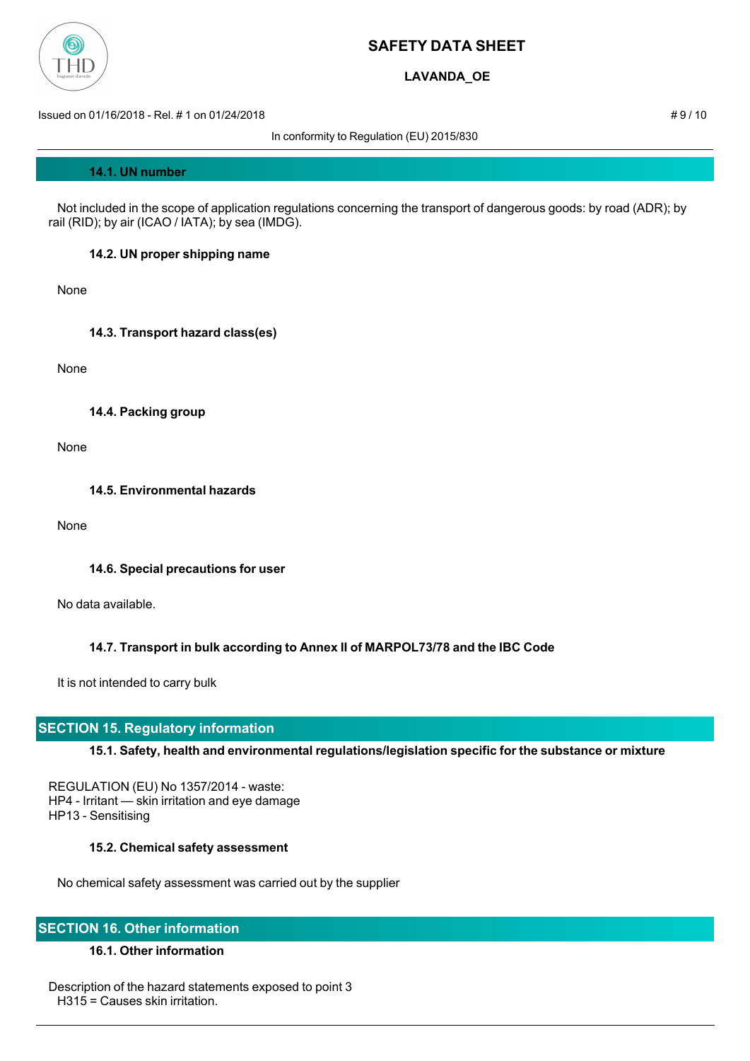### 14.1. UN number

Not included in the scope of application regulations concerning the transport of dangerous goods: by road (ADR); by rail (RID); by air (ICAO / IATA); by sea (IMDG).

### 14.2. UN proper shipping name

None

### 14.3. Transport hazard class(es)

None

### 14.4. Packing group

None

### 14.5. Environmental hazards

None

### 14.6. Special precautions for user

No data available.

### 14.7. Transport in bulk according to Annex II of MARPOL73/78 and the IBC Code

It is not intended to carry bulk

## SECTION 15. Regulatory information

### 15.1. Safety, health and environmental regulations/legislation specific for the substance or mixture

REGULATION (EU) No 1357/2014 - waste:
HP4 - Irritant — skin irritation and eye damage
HP13 - Sensitising

### 15.2. Chemical safety assessment

No chemical safety assessment was carried out by the supplier

## SECTION 16. Other information

### 16.1. Other information

Description of the hazard statements exposed to point 3
H315 = Causes skin irritation.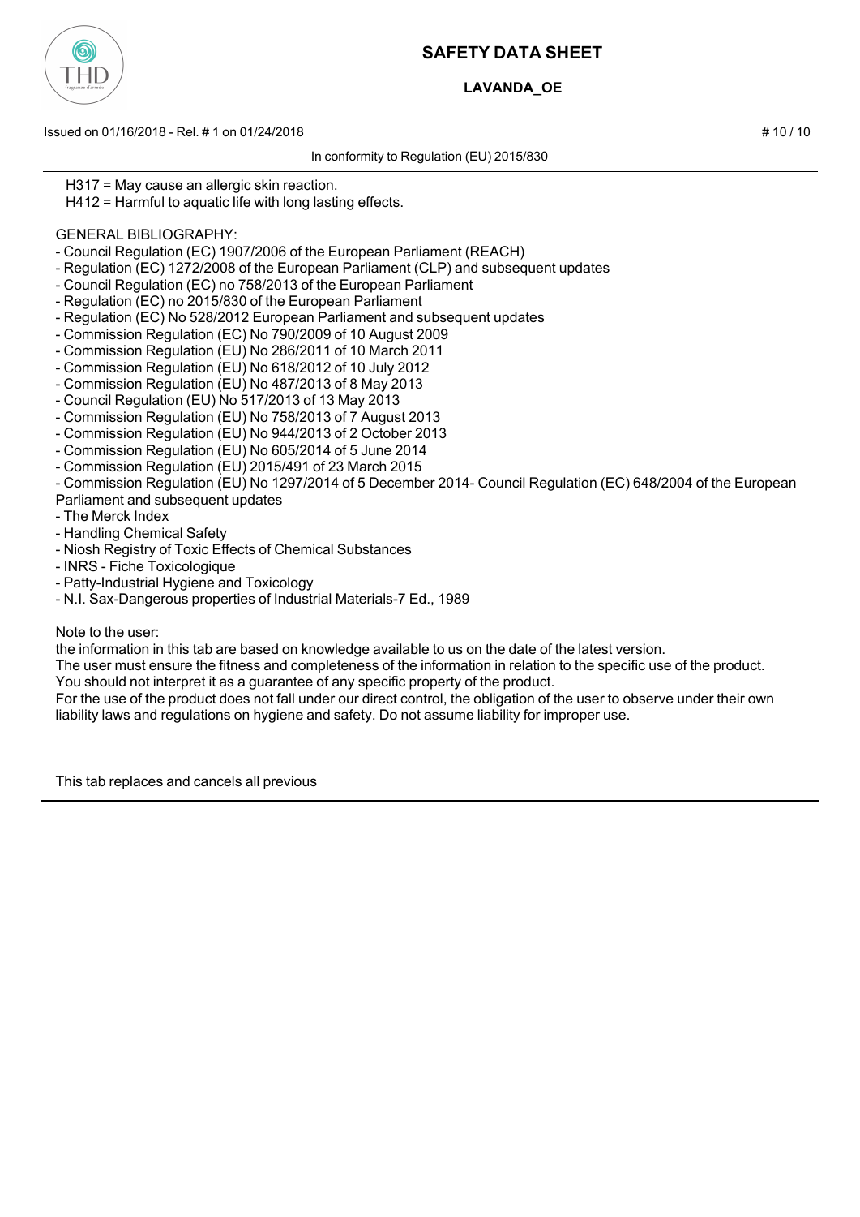H317 = May cause an allergic skin reaction.
H412 = Harmful to aquatic life with long lasting effects.

GENERAL BIBLIOGRAPHY:

- Council Regulation (EC) 1907/2006 of the European Parliament (REACH)
- Regulation (EC) 1272/2008 of the European Parliament (CLP) and subsequent updates
- Council Regulation (EC) no 758/2013 of the European Parliament
- Regulation (EC) no 2015/830 of the European Parliament
- Regulation (EC) No 528/2012 European Parliament and subsequent updates
- Commission Regulation (EC) No 790/2009 of 10 August 2009
- Commission Regulation (EU) No 286/2011 of 10 March 2011
- Commission Regulation (EU) No 618/2012 of 10 July 2012
- Commission Regulation (EU) No 487/2013 of 8 May 2013
- Council Regulation (EU) No 517/2013 of 13 May 2013
- Commission Regulation (EU) No 758/2013 of 7 August 2013
- Commission Regulation (EU) No 944/2013 of 2 October 2013
- Commission Regulation (EU) No 605/2014 of 5 June 2014
- Commission Regulation (EU) 2015/491 of 23 March 2015
- Commission Regulation (EU) No 1297/2014 of 5 December 2014- Council Regulation (EC) 648/2004 of the European Parliament and subsequent updates
- The Merck Index
- Handling Chemical Safety
- Niosh Registry of Toxic Effects of Chemical Substances
- INRS - Fiche Toxicologique
- Patty-Industrial Hygiene and Toxicology
- N.I. Sax-Dangerous properties of Industrial Materials-7 Ed., 1989

Note to the user:
the information in this tab are based on knowledge available to us on the date of the latest version.
The user must ensure the fitness and completeness of the information in relation to the specific use of the product.
You should not interpret it as a guarantee of any specific property of the product.
For the use of the product does not fall under our direct control, the obligation of the user to observe under their own liability laws and regulations on hygiene and safety. Do not assume liability for improper use.

This tab replaces and cancels all previous